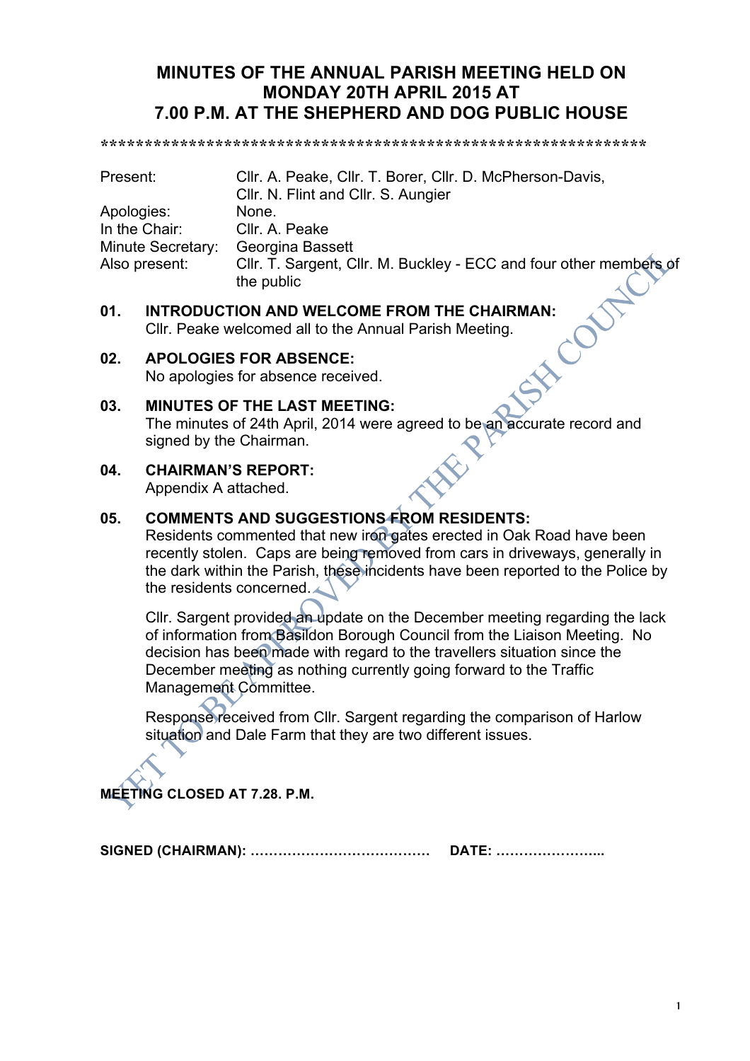# MINUTES OF THE ANNUAL PARISH MEETING HELD ON MONDAY 20TH APRIL 2015 AT 7.00 P.M. AT THE SHEPHERD AND DOG PUBLIC HOUSE

\*\*\*\*\*\*\*\*\*\*\*\*\*\*\*\*\*\*\*\*\*\*\*\*\*\*\*\*\*\*\*\*\*\*\*\*\*\*\*\*\*\*\*\*\*\*\*\*\*\*\*\*\*\*\*\*\*\*\*\*\*\*\*\*

| | |
|---|---|
| Present: | Cllr. A. Peake, Cllr. T. Borer, Cllr. D. McPherson-Davis, Cllr. N. Flint and Cllr. S. Aungier |
| Apologies: | None. |
| In the Chair: | Cllr. A. Peake |
| Minute Secretary: | Georgina Bassett |
| Also present: | Cllr. T. Sargent, Cllr. M. Buckley - ECC and four other members of the public |

**01. INTRODUCTION AND WELCOME FROM THE CHAIRMAN:**
Cllr. Peake welcomed all to the Annual Parish Meeting.

**02. APOLOGIES FOR ABSENCE:**
No apologies for absence received.

**03. MINUTES OF THE LAST MEETING:**
The minutes of 24th April, 2014 were agreed to be an accurate record and signed by the Chairman.

**04. CHAIRMAN'S REPORT:**
Appendix A attached.

**05. COMMENTS AND SUGGESTIONS FROM RESIDENTS:**
Residents commented that new iron gates erected in Oak Road have been recently stolen. Caps are being removed from cars in driveways, generally in the dark within the Parish, these incidents have been reported to the Police by the residents concerned.

Cllr. Sargent provided an update on the December meeting regarding the lack of information from Basildon Borough Council from the Liaison Meeting. No decision has been made with regard to the travellers situation since the December meeting as nothing currently going forward to the Traffic Management Committee.

Response received from Cllr. Sargent regarding the comparison of Harlow situation and Dale Farm that they are two different issues.

**MEETING CLOSED AT 7.28. P.M.**

**SIGNED (CHAIRMAN): ………………………………… DATE: …………………..**

YET TO BE APPROVED BY THE PARISH COUNCIL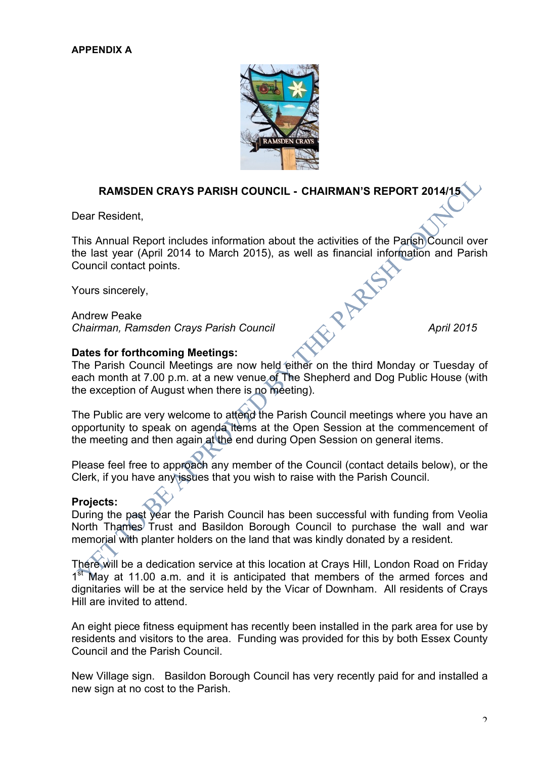**APPENDIX A**

## RAMSDEN CRAYS PARISH COUNCIL - CHAIRMAN'S REPORT 2014/15

Dear Resident,

This Annual Report includes information about the activities of the Parish Council over the last year (April 2014 to March 2015), as well as financial information and Parish Council contact points.

Yours sincerely,

Andrew Peake
*Chairman, Ramsden Crays Parish Council* *April 2015*

**Dates for forthcoming Meetings:**
The Parish Council Meetings are now held either on the third Monday or Tuesday of each month at 7.00 p.m. at a new venue of The Shepherd and Dog Public House (with the exception of August when there is no meeting).

The Public are very welcome to attend the Parish Council meetings where you have an opportunity to speak on agenda items at the Open Session at the commencement of the meeting and then again at the end during Open Session on general items.

Please feel free to approach any member of the Council (contact details below), or the Clerk, if you have any issues that you wish to raise with the Parish Council.

**Projects:**
During the past year the Parish Council has been successful with funding from Veolia North Thames Trust and Basildon Borough Council to purchase the wall and war memorial with planter holders on the land that was kindly donated by a resident.

There will be a dedication service at this location at Crays Hill, London Road on Friday 1st May at 11.00 a.m. and it is anticipated that members of the armed forces and dignitaries will be at the service held by the Vicar of Downham. All residents of Crays Hill are invited to attend.

An eight piece fitness equipment has recently been installed in the park area for use by residents and visitors to the area. Funding was provided for this by both Essex County Council and the Parish Council.

New Village sign. Basildon Borough Council has very recently paid for and installed a new sign at no cost to the Parish.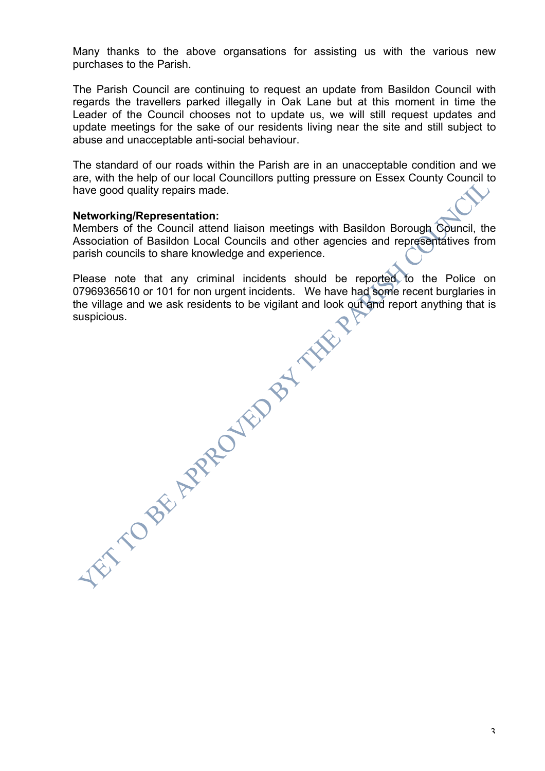Many thanks to the above organsations for assisting us with the various new purchases to the Parish.

The Parish Council are continuing to request an update from Basildon Council with regards the travellers parked illegally in Oak Lane but at this moment in time the Leader of the Council chooses not to update us, we will still request updates and update meetings for the sake of our residents living near the site and still subject to abuse and unacceptable anti-social behaviour.

The standard of our roads within the Parish are in an unacceptable condition and we are, with the help of our local Councillors putting pressure on Essex County Council to have good quality repairs made.

**Networking/Representation:**
Members of the Council attend liaison meetings with Basildon Borough Council, the Association of Basildon Local Councils and other agencies and representatives from parish councils to share knowledge and experience.

Please note that any criminal incidents should be reported to the Police on 07969365610 or 101 for non urgent incidents. We have had some recent burglaries in the village and we ask residents to be vigilant and look out and report anything that is suspicious.

YET TO BE APPROVED BY THE PARISH COUNCIL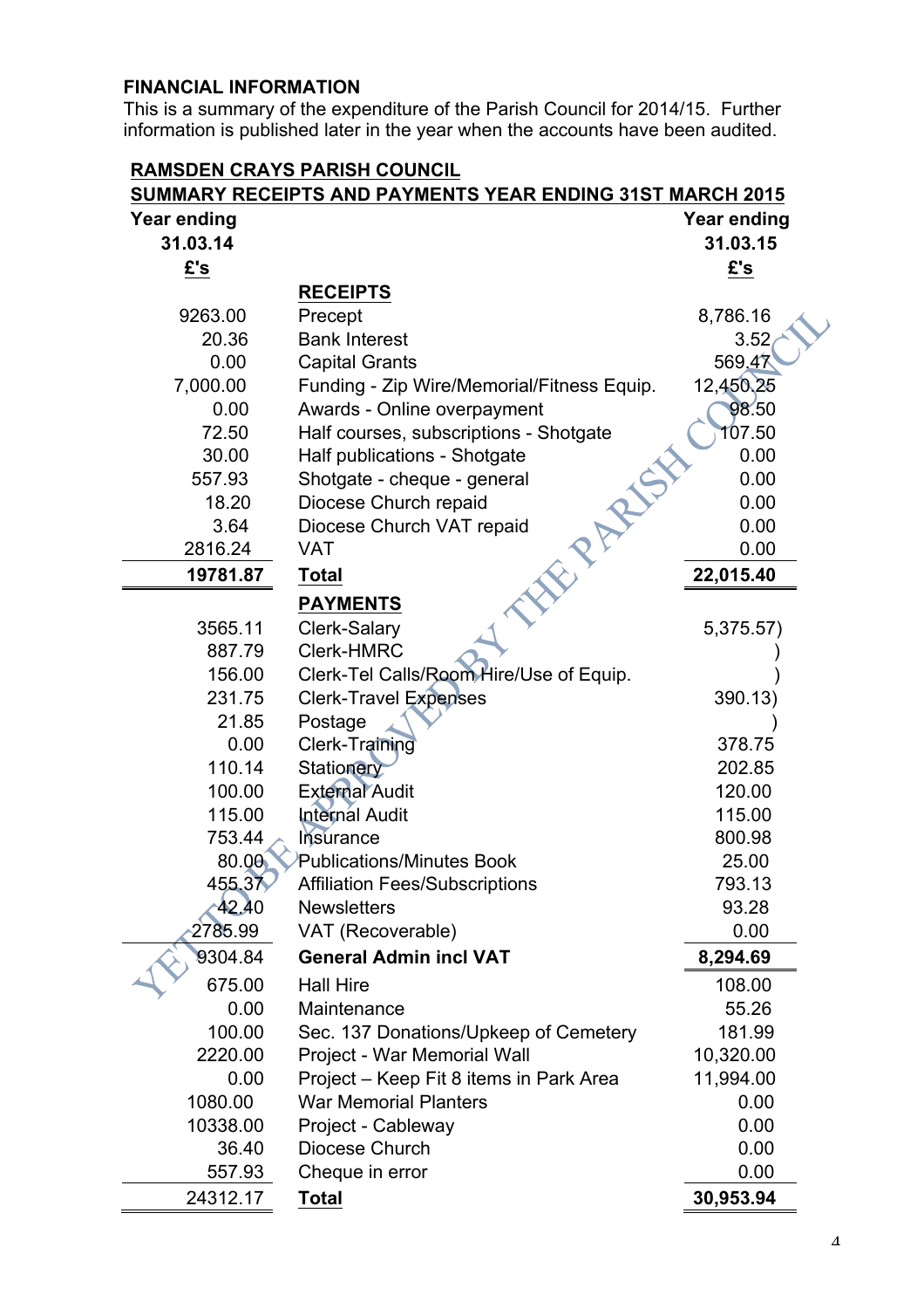**FINANCIAL INFORMATION**

This is a summary of the expenditure of the Parish Council for 2014/15. Further information is published later in the year when the accounts have been audited.

**RAMSDEN CRAYS PARISH COUNCIL**

**SUMMARY RECEIPTS AND PAYMENTS YEAR ENDING 31ST MARCH 2015**

| Year ending 31.03.14 £'s | | Year ending 31.03.15 £'s |
|---|---|---|
| | **RECEIPTS** | |
| 9263.00 | Precept | 8,786.16 |
| 20.36 | Bank Interest | 3.52 |
| 0.00 | Capital Grants | 569.47 |
| 7,000.00 | Funding - Zip Wire/Memorial/Fitness Equip. | 12,450.25 |
| 0.00 | Awards - Online overpayment | 98.50 |
| 72.50 | Half courses, subscriptions - Shotgate | 107.50 |
| 30.00 | Half publications - Shotgate | 0.00 |
| 557.93 | Shotgate - cheque - general | 0.00 |
| 18.20 | Diocese Church repaid | 0.00 |
| 3.64 | Diocese Church VAT repaid | 0.00 |
| 2816.24 | VAT | 0.00 |
| **19781.87** | **Total** | **22,015.40** |
| | **PAYMENTS** | |
| 3565.11 | Clerk-Salary | 5,375.57) |
| 887.79 | Clerk-HMRC | ) |
| 156.00 | Clerk-Tel Calls/Room Hire/Use of Equip. | ) |
| 231.75 | Clerk-Travel Expenses | 390.13) |
| 21.85 | Postage | ) |
| 0.00 | Clerk-Training | 378.75 |
| 110.14 | Stationery | 202.85 |
| 100.00 | External Audit | 120.00 |
| 115.00 | Internal Audit | 115.00 |
| 753.44 | Insurance | 800.98 |
| 80.00 | Publications/Minutes Book | 25.00 |
| 455.37 | Affiliation Fees/Subscriptions | 793.13 |
| 42.40 | Newsletters | 93.28 |
| 2785.99 | VAT (Recoverable) | 0.00 |
| 9304.84 | **General Admin incl VAT** | **8,294.69** |
| 675.00 | Hall Hire | 108.00 |
| 0.00 | Maintenance | 55.26 |
| 100.00 | Sec. 137 Donations/Upkeep of Cemetery | 181.99 |
| 2220.00 | Project - War Memorial Wall | 10,320.00 |
| 0.00 | Project – Keep Fit 8 items in Park Area | 11,994.00 |
| 1080.00 | War Memorial Planters | 0.00 |
| 10338.00 | Project - Cableway | 0.00 |
| 36.40 | Diocese Church | 0.00 |
| 557.93 | Cheque in error | 0.00 |
| 24312.17 | **Total** | **30,953.94** |

YET TO BE APPROVED BY THE PARISH COUNCIL